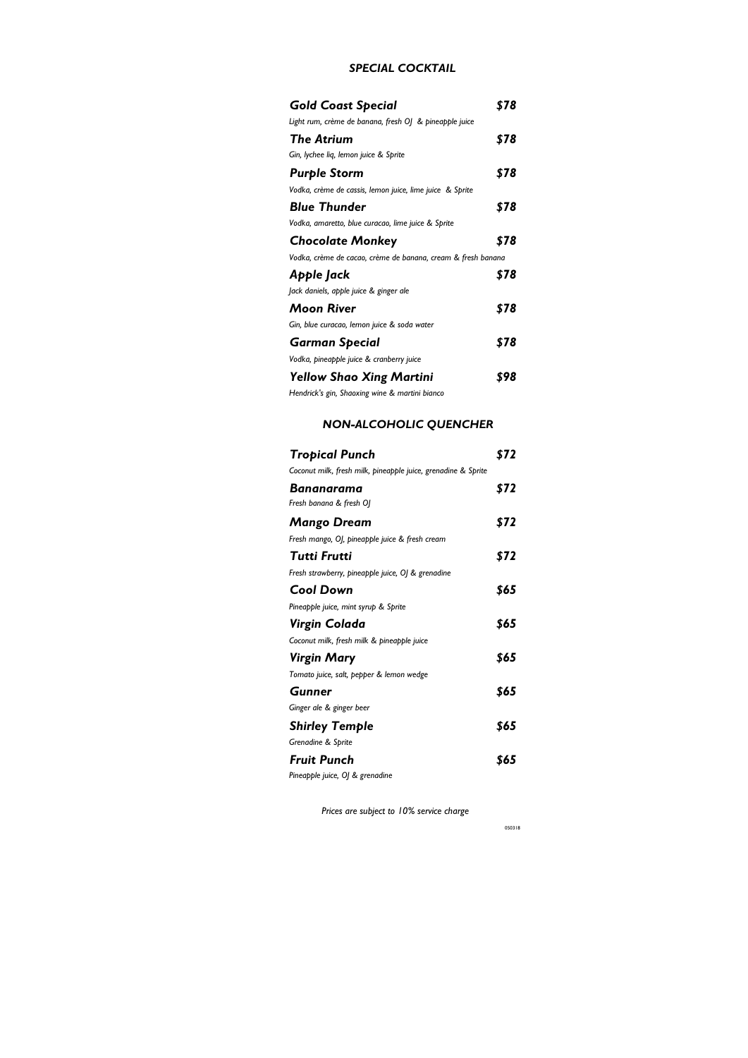## *SPECIAL COCKTAIL*

***Gold Coast Special*** ***$78***
*Light rum, crème de banana, fresh OJ & pineapple juice*

***The Atrium*** ***$78***
*Gin, lychee liq, lemon juice & Sprite*

***Purple Storm*** ***$78***
*Vodka, crème de cassis, lemon juice, lime juice & Sprite*

***Blue Thunder*** ***$78***
*Vodka, amaretto, blue curacao, lime juice & Sprite*

***Chocolate Monkey*** ***$78***
*Vodka, crème de cacao, crème de banana, cream & fresh banana*

***Apple Jack*** ***$78***
*Jack daniels, apple juice & ginger ale*

***Moon River*** ***$78***
*Gin, blue curacao, lemon juice & soda water*

***Garman Special*** ***$78***
*Vodka, pineapple juice & cranberry juice*

***Yellow Shao Xing Martini*** ***$98***
*Hendrick's gin, Shaoxing wine & martini bianco*

## *NON-ALCOHOLIC QUENCHER*

***Tropical Punch*** ***$72***
*Coconut milk, fresh milk, pineapple juice, grenadine & Sprite*

***Bananarama*** ***$72***
*Fresh banana & fresh OJ*

***Mango Dream*** ***$72***
*Fresh mango, OJ, pineapple juice & fresh cream*

***Tutti Frutti*** ***$72***
*Fresh strawberry, pineapple juice, OJ & grenadine*

***Cool Down*** ***$65***
*Pineapple juice, mint syrup & Sprite*

***Virgin Colada*** ***$65***
*Coconut milk, fresh milk & pineapple juice*

***Virgin Mary*** ***$65***
*Tomato juice, salt, pepper & lemon wedge*

***Gunner*** ***$65***
*Ginger ale & ginger beer*

***Shirley Temple*** ***$65***
*Grenadine & Sprite*

***Fruit Punch*** ***$65***
*Pineapple juice, OJ & grenadine*

*Prices are subject to 10% service charge*

050318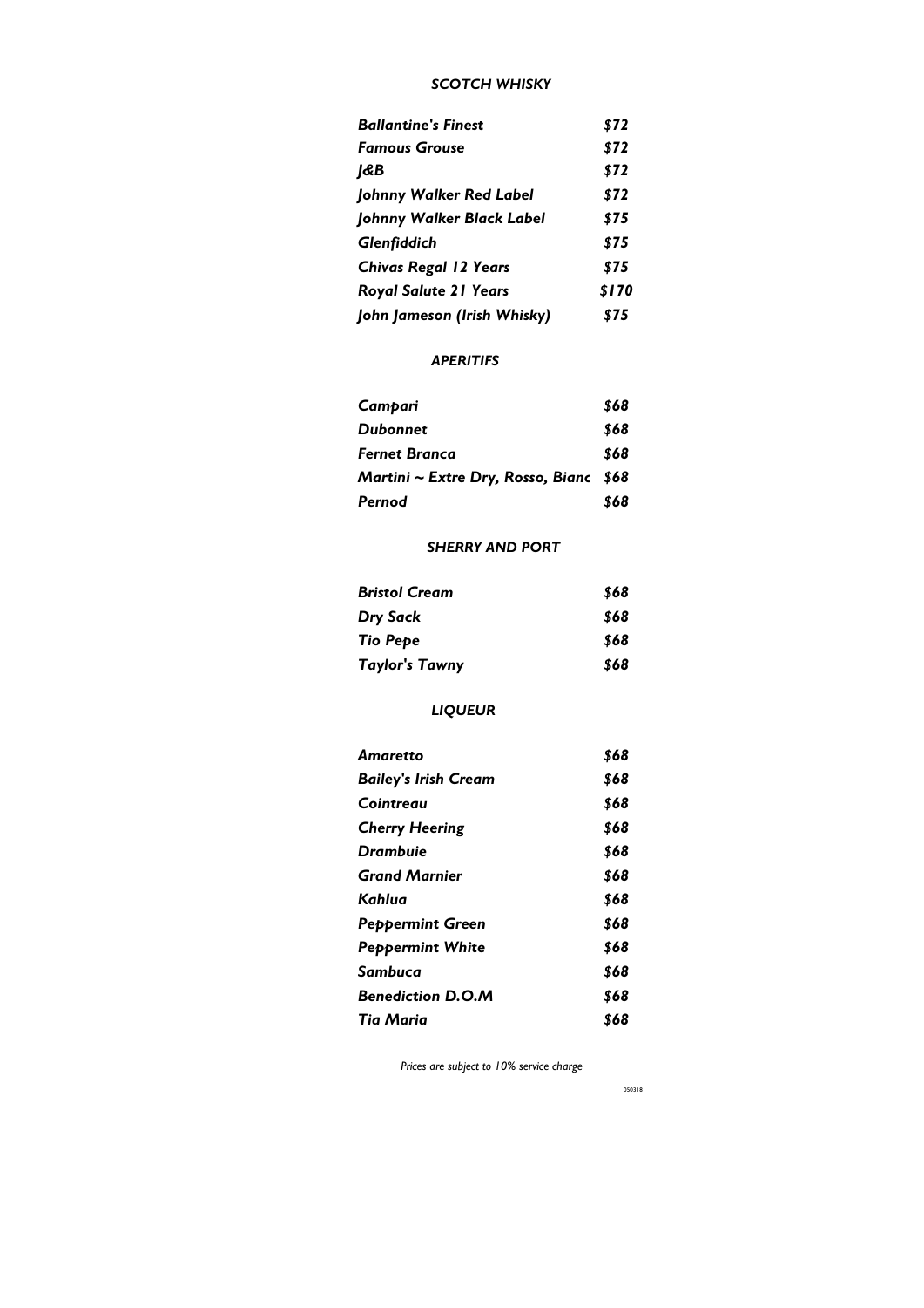## *SCOTCH WHISKY*

| | |
|---|---|
| ***Ballantine's Finest*** | ***$72*** |
| ***Famous Grouse*** | ***$72*** |
| ***J&B*** | ***$72*** |
| ***Johnny Walker Red Label*** | ***$72*** |
| ***Johnny Walker Black Label*** | ***$75*** |
| ***Glenfiddich*** | ***$75*** |
| ***Chivas Regal 12 Years*** | ***$75*** |
| ***Royal Salute 21 Years*** | ***$170*** |
| ***John Jameson (Irish Whisky)*** | ***$75*** |

## *APERITIFS*

| | |
|---|---|
| ***Campari*** | ***$68*** |
| ***Dubonnet*** | ***$68*** |
| ***Fernet Branca*** | ***$68*** |
| ***Martini ~ Extre Dry, Rosso, Bianc*** | ***$68*** |
| ***Pernod*** | ***$68*** |

## *SHERRY AND PORT*

| | |
|---|---|
| ***Bristol Cream*** | ***$68*** |
| ***Dry Sack*** | ***$68*** |
| ***Tio Pepe*** | ***$68*** |
| ***Taylor's Tawny*** | ***$68*** |

## *LIQUEUR*

| | |
|---|---|
| ***Amaretto*** | ***$68*** |
| ***Bailey's Irish Cream*** | ***$68*** |
| ***Cointreau*** | ***$68*** |
| ***Cherry Heering*** | ***$68*** |
| ***Drambuie*** | ***$68*** |
| ***Grand Marnier*** | ***$68*** |
| ***Kahlua*** | ***$68*** |
| ***Peppermint Green*** | ***$68*** |
| ***Peppermint White*** | ***$68*** |
| ***Sambuca*** | ***$68*** |
| ***Benediction D.O.M*** | ***$68*** |
| ***Tia Maria*** | ***$68*** |

*Prices are subject to 10% service charge*

050318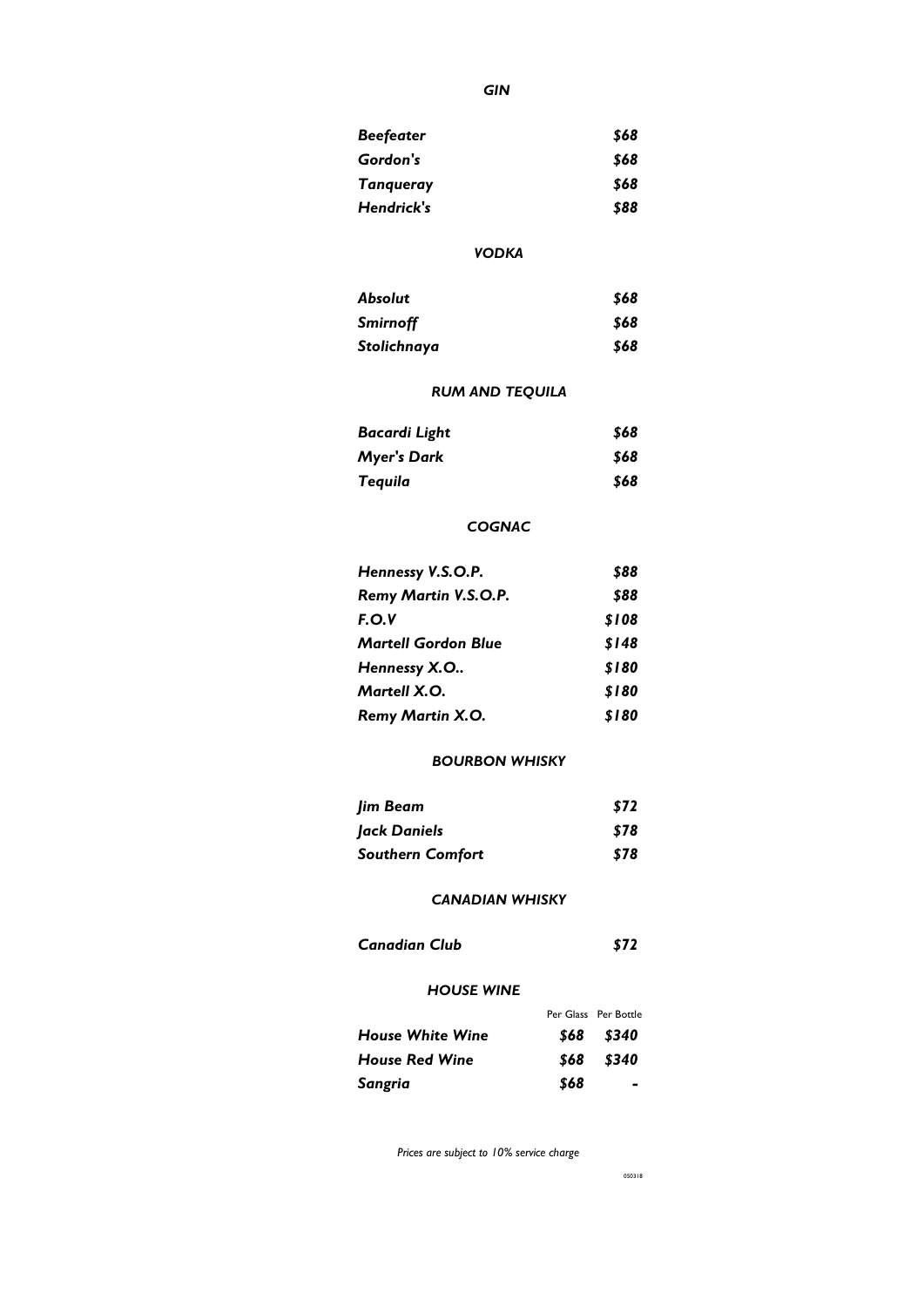## *GIN*

| | |
|---|---|
| ***Beefeater*** | ***$68*** |
| ***Gordon's*** | ***$68*** |
| ***Tanqueray*** | ***$68*** |
| ***Hendrick's*** | ***$88*** |

## *VODKA*

| | |
|---|---|
| ***Absolut*** | ***$68*** |
| ***Smirnoff*** | ***$68*** |
| ***Stolichnaya*** | ***$68*** |

## *RUM AND TEQUILA*

| | |
|---|---|
| ***Bacardi Light*** | ***$68*** |
| ***Myer's Dark*** | ***$68*** |
| ***Tequila*** | ***$68*** |

## *COGNAC*

| | |
|---|---|
| ***Hennessy V.S.O.P.*** | ***$88*** |
| ***Remy Martin V.S.O.P.*** | ***$88*** |
| ***F.O.V*** | ***$108*** |
| ***Martell Gordon Blue*** | ***$148*** |
| ***Hennessy X.O..*** | ***$180*** |
| ***Martell X.O.*** | ***$180*** |
| ***Remy Martin X.O.*** | ***$180*** |

## *BOURBON WHISKY*

| | |
|---|---|
| ***Jim Beam*** | ***$72*** |
| ***Jack Daniels*** | ***$78*** |
| ***Southern Comfort*** | ***$78*** |

## *CANADIAN WHISKY*

| | |
|---|---|
| ***Canadian Club*** | ***$72*** |

## *HOUSE WINE*

| | Per Glass | Per Bottle |
|---|---|---|
| ***House White Wine*** | ***$68*** | ***$340*** |
| ***House Red Wine*** | ***$68*** | ***$340*** |
| ***Sangria*** | ***$68*** | - |

*Prices are subject to 10% service charge*

050318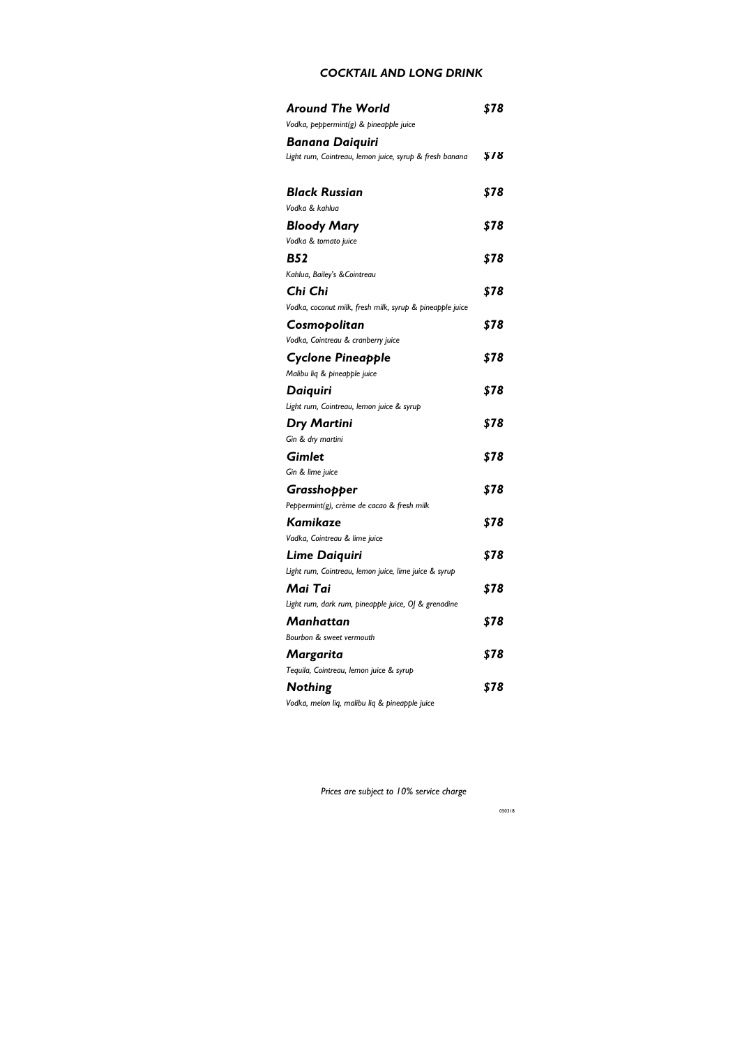# *COCKTAIL AND LONG DRINK*

***Around The World*** ***$78***
*Vodka, peppermint(g) & pineapple juice*

***Banana Daiquiri*** ***$78***
*Light rum, Cointreau, lemon juice, syrup & fresh banana*

***Black Russian*** ***$78***
*Vodka & kahlua*

***Bloody Mary*** ***$78***
*Vodka & tomato juice*

***B52*** ***$78***
*Kahlua, Bailey's &Cointreau*

***Chi Chi*** ***$78***
*Vodka, coconut milk, fresh milk, syrup & pineapple juice*

***Cosmopolitan*** ***$78***
*Vodka, Cointreau & cranberry juice*

***Cyclone Pineapple*** ***$78***
*Malibu liq & pineapple juice*

***Daiquiri*** ***$78***
*Light rum, Cointreau, lemon juice & syrup*

***Dry Martini*** ***$78***
*Gin & dry martini*

***Gimlet*** ***$78***
*Gin & lime juice*

***Grasshopper*** ***$78***
*Peppermint(g), crème de cacao & fresh milk*

***Kamikaze*** ***$78***
*Vadka, Cointreau & lime juice*

***Lime Daiquiri*** ***$78***
*Light rum, Cointreau, lemon juice, lime juice & syrup*

***Mai Tai*** ***$78***
*Light rum, dark rum, pineapple juice, OJ & grenadine*

***Manhattan*** ***$78***
*Bourbon & sweet vermouth*

***Margarita*** ***$78***
*Tequila, Cointreau, lemon juice & syrup*

***Nothing*** ***$78***
*Vodka, melon liq, malibu liq & pineapple juice*

*Prices are subject to 10% service charge*

050318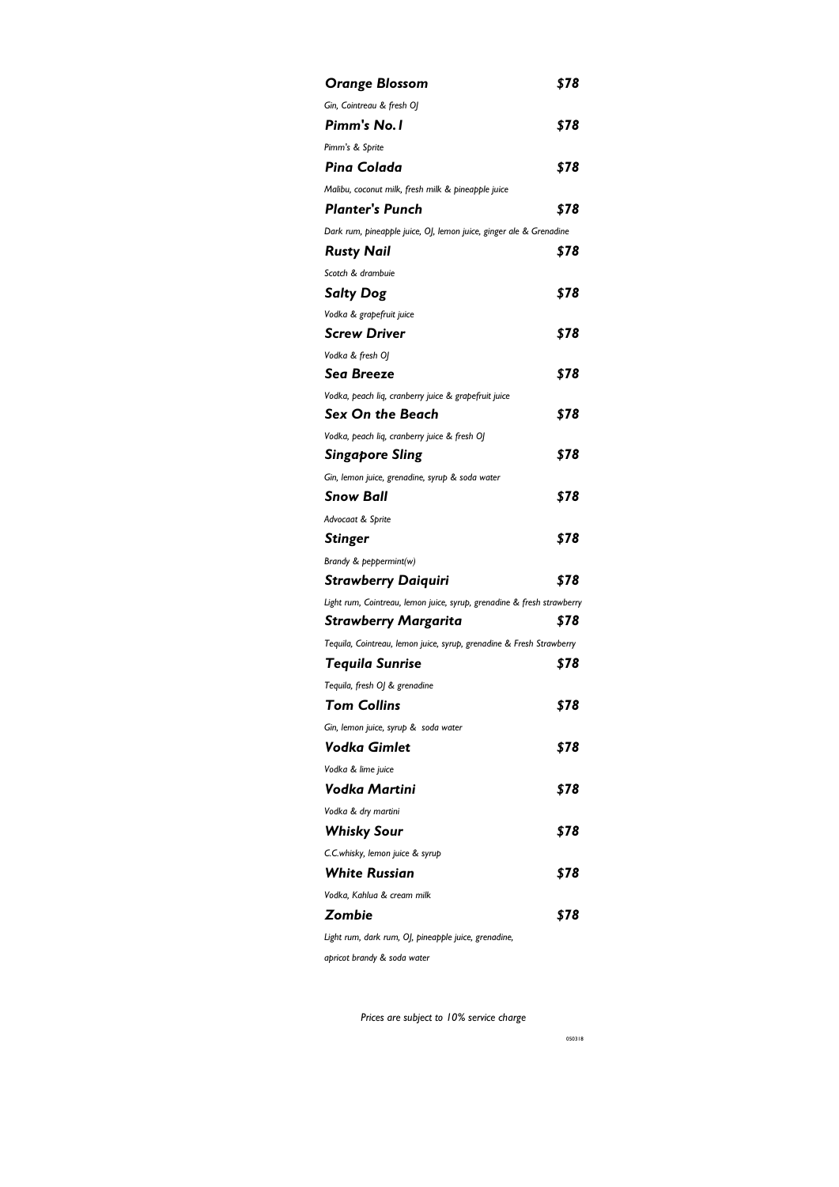***Orange Blossom*** ***$78***

*Gin, Cointreau & fresh OJ*

***Pimm's No.1*** ***$78***

*Pimm's & Sprite*

***Pina Colada*** ***$78***

*Malibu, coconut milk, fresh milk & pineapple juice*

***Planter's Punch*** ***$78***

*Dark rum, pineapple juice, OJ, lemon juice, ginger ale & Grenadine*

***Rusty Nail*** ***$78***

*Scotch & drambuie*

***Salty Dog*** ***$78***

*Vodka & grapefruit juice*

***Screw Driver*** ***$78***

*Vodka & fresh OJ*

***Sea Breeze*** ***$78***

*Vodka, peach liq, cranberry juice & grapefruit juice*

***Sex On the Beach*** ***$78***

*Vodka, peach liq, cranberry juice & fresh OJ*

***Singapore Sling*** ***$78***

*Gin, lemon juice, grenadine, syrup & soda water*

***Snow Ball*** ***$78***

*Advocaat & Sprite*

***Stinger*** ***$78***

*Brandy & peppermint(w)*

***Strawberry Daiquiri*** ***$78***

*Light rum, Cointreau, lemon juice, syrup, grenadine & fresh strawberry*

***Strawberry Margarita*** ***$78***

*Tequila, Cointreau, lemon juice, syrup, grenadine & Fresh Strawberry*

***Tequila Sunrise*** ***$78***

*Tequila, fresh OJ & grenadine*

***Tom Collins*** ***$78***

*Gin, lemon juice, syrup & soda water*

***Vodka Gimlet*** ***$78***

*Vodka & lime juice*

***Vodka Martini*** ***$78***

*Vodka & dry martini*

***Whisky Sour*** ***$78***

*C.C.whisky, lemon juice & syrup*

***White Russian*** ***$78***

*Vodka, Kahlua & cream milk*

***Zombie*** ***$78***

*Light rum, dark rum, OJ, pineapple juice, grenadine,*
*apricot brandy & soda water*

*Prices are subject to 10% service charge*

050318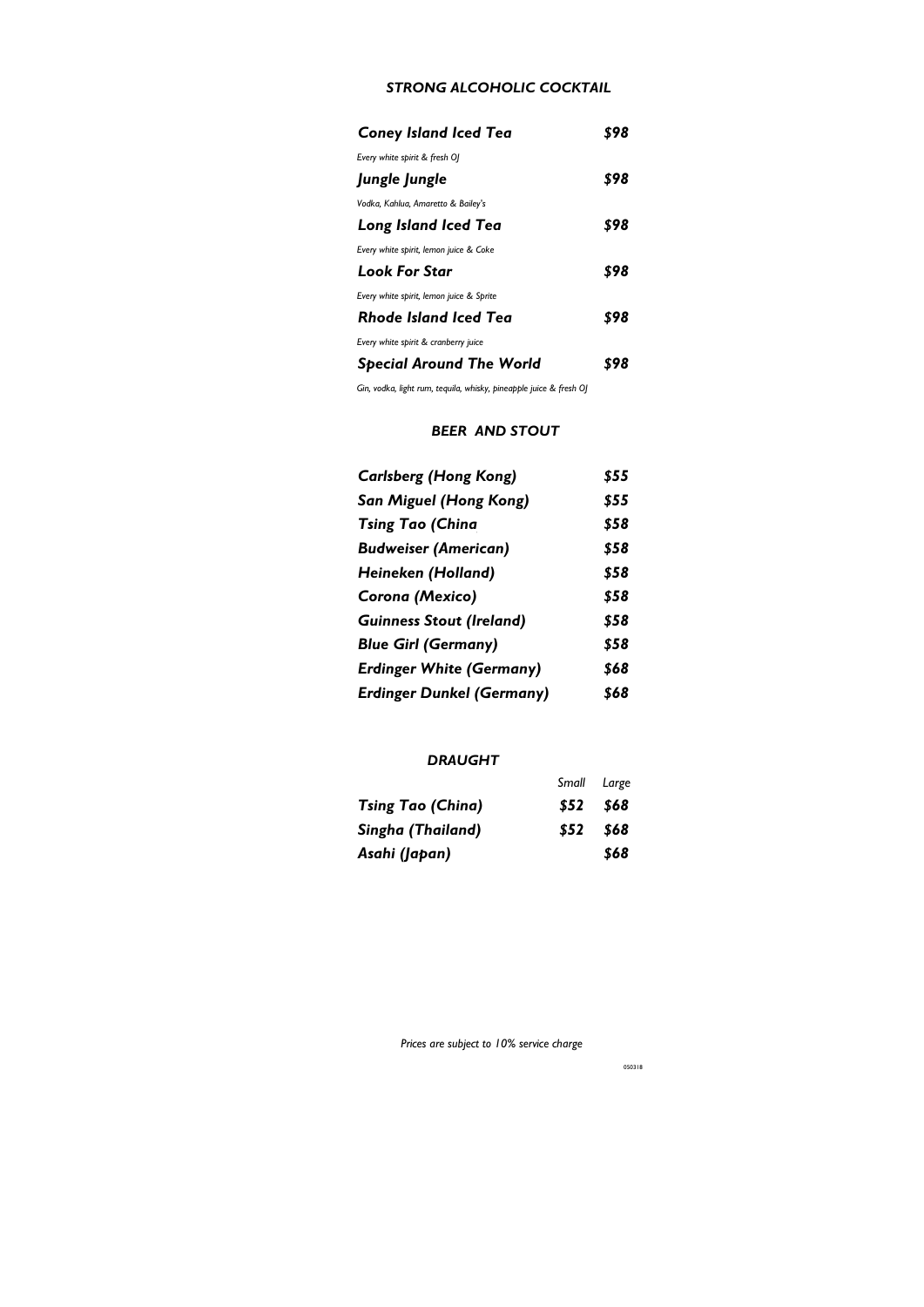## *STRONG ALCOHOLIC COCKTAIL*

| | |
|---|---|
| ***Coney Island Iced Tea*** | ***$98*** |
| *Every white spirit & fresh OJ* | |
| ***Jungle Jungle*** | ***$98*** |
| *Vodka, Kahlua, Amaretto & Bailey's* | |
| ***Long Island Iced Tea*** | ***$98*** |
| *Every white spirit, lemon juice & Coke* | |
| ***Look For Star*** | ***$98*** |
| *Every white spirit, lemon juice & Sprite* | |
| ***Rhode Island Iced Tea*** | ***$98*** |
| *Every white spirit & cranberry juice* | |
| ***Special Around The World*** | ***$98*** |
| *Gin, vodka, light rum, tequila, whisky, pineapple juice & fresh OJ* | |

## *BEER AND STOUT*

| | |
|---|---|
| ***Carlsberg (Hong Kong)*** | ***$55*** |
| ***San Miguel (Hong Kong)*** | ***$55*** |
| ***Tsing Tao (China*** | ***$58*** |
| ***Budweiser (American)*** | ***$58*** |
| ***Heineken (Holland)*** | ***$58*** |
| ***Corona (Mexico)*** | ***$58*** |
| ***Guinness Stout (Ireland)*** | ***$58*** |
| ***Blue Girl (Germany)*** | ***$58*** |
| ***Erdinger White (Germany)*** | ***$68*** |
| ***Erdinger Dunkel (Germany)*** | ***$68*** |

## *DRAUGHT*

| | *Small* | *Large* |
|---|---|---|
| ***Tsing Tao (China)*** | ***$52*** | ***$68*** |
| ***Singha (Thailand)*** | ***$52*** | ***$68*** |
| ***Asahi (Japan)*** | | ***$68*** |

*Prices are subject to 10% service charge*

050318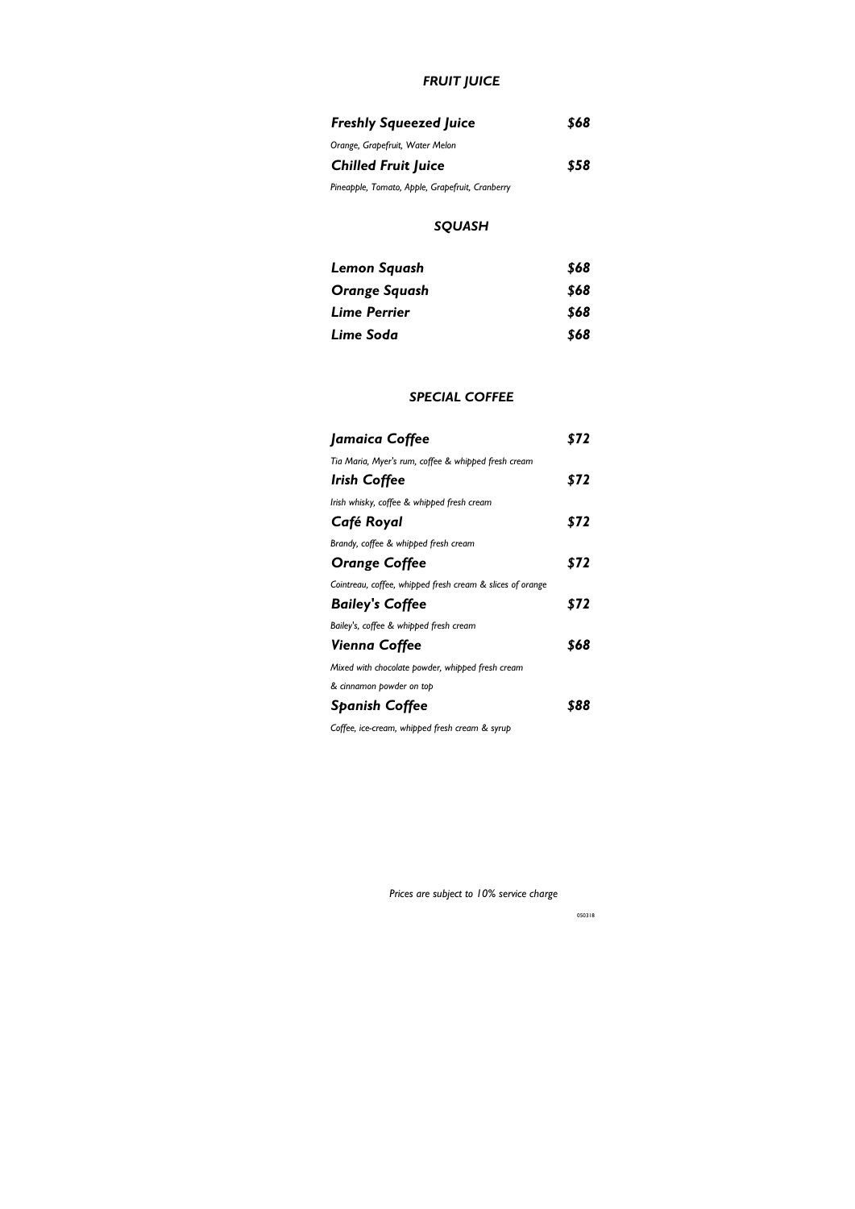## *FRUIT JUICE*

***Freshly Squeezed Juice*** — ***$68***

*Orange, Grapefruit, Water Melon*

***Chilled Fruit Juice*** — ***$58***

*Pineapple, Tomato, Apple, Grapefruit, Cranberry*

## *SQUASH*

***Lemon Squash*** — ***$68***

***Orange Squash*** — ***$68***

***Lime Perrier*** — ***$68***

***Lime Soda*** — ***$68***

## *SPECIAL COFFEE*

***Jamaica Coffee*** — ***$72***

*Tia Maria, Myer's rum, coffee & whipped fresh cream*

***Irish Coffee*** — ***$72***

*Irish whisky, coffee & whipped fresh cream*

***Café Royal*** — ***$72***

*Brandy, coffee & whipped fresh cream*

***Orange Coffee*** — ***$72***

*Cointreau, coffee, whipped fresh cream & slices of orange*

***Bailey's Coffee*** — ***$72***

*Bailey's, coffee & whipped fresh cream*

***Vienna Coffee*** — ***$68***

*Mixed with chocolate powder, whipped fresh cream & cinnamon powder on top*

***Spanish Coffee*** — ***$88***

*Coffee, ice-cream, whipped fresh cream & syrup*

*Prices are subject to 10% service charge*

050318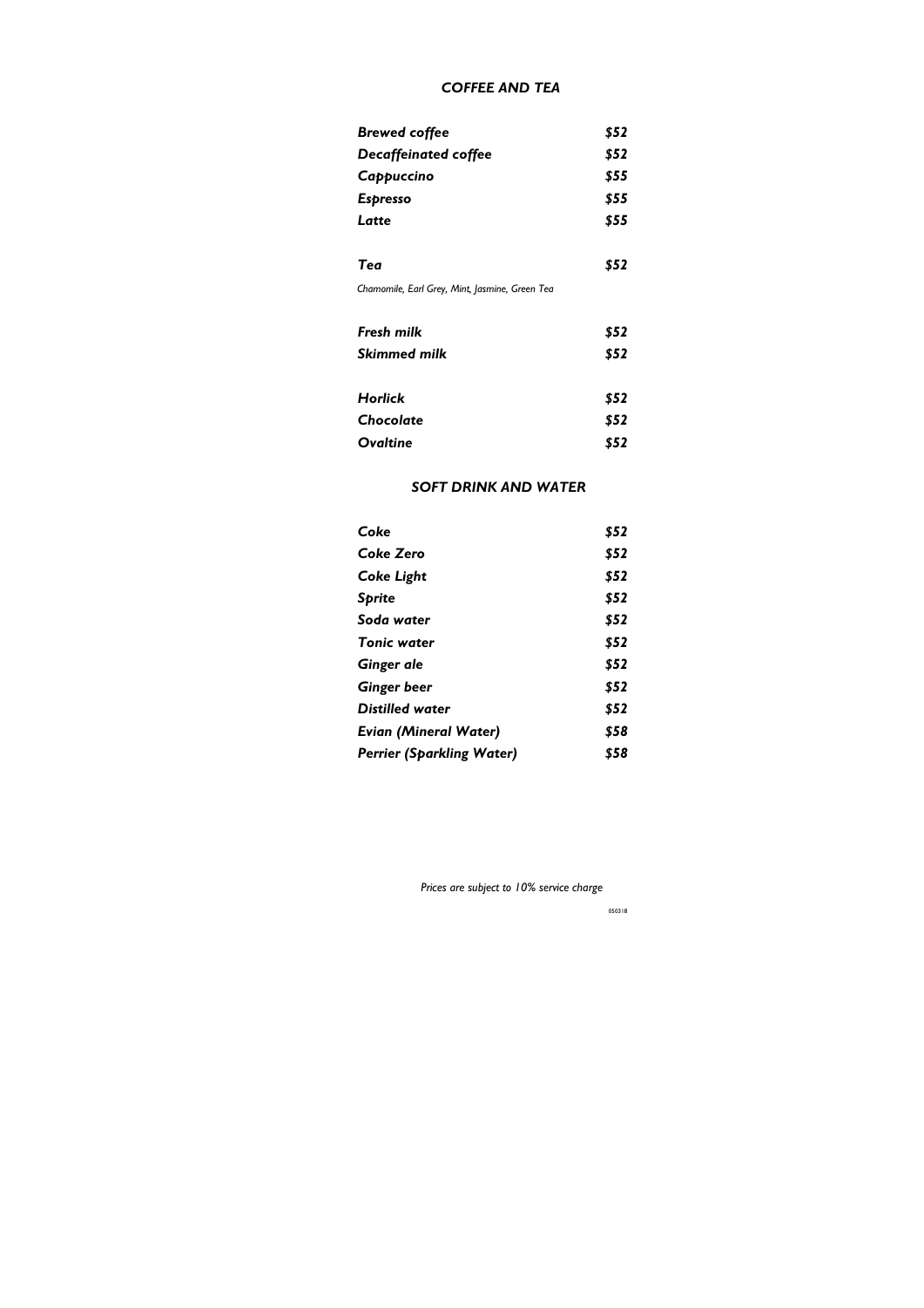## *COFFEE AND TEA*

| | |
|---|---|
| ***Brewed coffee*** | ***$52*** |
| ***Decaffeinated coffee*** | ***$52*** |
| ***Cappuccino*** | ***$55*** |
| ***Espresso*** | ***$55*** |
| ***Latte*** | ***$55*** |

| | |
|---|---|
| ***Tea*** | ***$52*** |

*Chamomile, Earl Grey, Mint, Jasmine, Green Tea*

| | |
|---|---|
| ***Fresh milk*** | ***$52*** |
| ***Skimmed milk*** | ***$52*** |

| | |
|---|---|
| ***Horlick*** | ***$52*** |
| ***Chocolate*** | ***$52*** |
| ***Ovaltine*** | ***$52*** |

## *SOFT DRINK AND WATER*

| | |
|---|---|
| ***Coke*** | ***$52*** |
| ***Coke Zero*** | ***$52*** |
| ***Coke Light*** | ***$52*** |
| ***Sprite*** | ***$52*** |
| ***Soda water*** | ***$52*** |
| ***Tonic water*** | ***$52*** |
| ***Ginger ale*** | ***$52*** |
| ***Ginger beer*** | ***$52*** |
| ***Distilled water*** | ***$52*** |
| ***Evian (Mineral Water)*** | ***$58*** |
| ***Perrier (Sparkling Water)*** | ***$58*** |

*Prices are subject to 10% service charge*

050318